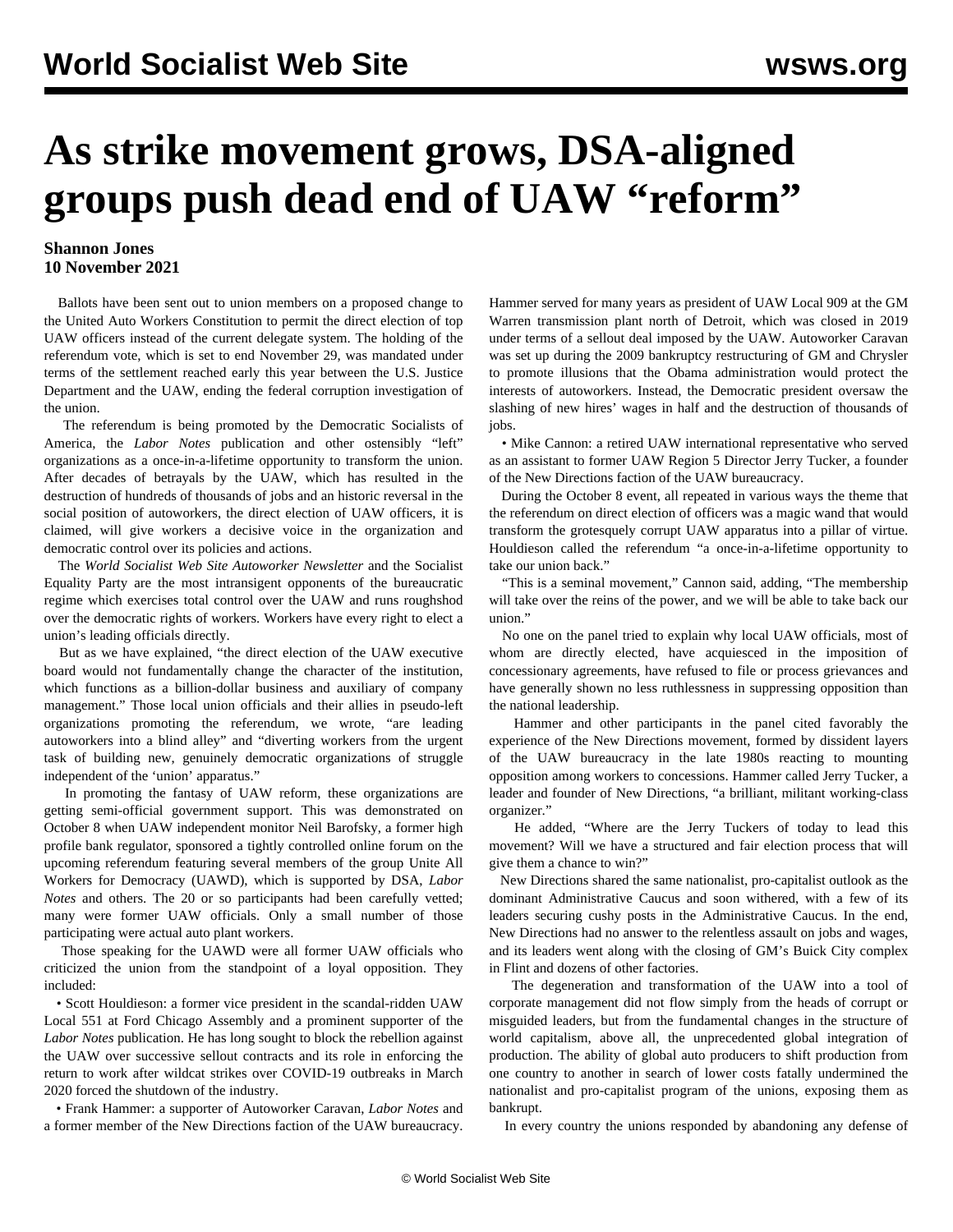# As strike movement grows, DSA-aligned groups push dead end of UAW "reform"

**Shannon Jones**
**10 November 2021**

Ballots have been sent out to union members on a proposed change to the United Auto Workers Constitution to permit the direct election of top UAW officers instead of the current delegate system. The holding of the referendum vote, which is set to end November 29, was mandated under terms of the settlement reached early this year between the U.S. Justice Department and the UAW, ending the federal corruption investigation of the union.

The referendum is being promoted by the Democratic Socialists of America, the *Labor Notes* publication and other ostensibly "left" organizations as a once-in-a-lifetime opportunity to transform the union. After decades of betrayals by the UAW, which has resulted in the destruction of hundreds of thousands of jobs and an historic reversal in the social position of autoworkers, the direct election of UAW officers, it is claimed, will give workers a decisive voice in the organization and democratic control over its policies and actions.

The *World Socialist Web Site Autoworker Newsletter* and the Socialist Equality Party are the most intransigent opponents of the bureaucratic regime which exercises total control over the UAW and runs roughshod over the democratic rights of workers. Workers have every right to elect a union's leading officials directly.

But as we have explained, "the direct election of the UAW executive board would not fundamentally change the character of the institution, which functions as a billion-dollar business and auxiliary of company management." Those local union officials and their allies in pseudo-left organizations promoting the referendum, we wrote, "are leading autoworkers into a blind alley" and "diverting workers from the urgent task of building new, genuinely democratic organizations of struggle independent of the 'union' apparatus."

In promoting the fantasy of UAW reform, these organizations are getting semi-official government support. This was demonstrated on October 8 when UAW independent monitor Neil Barofsky, a former high profile bank regulator, sponsored a tightly controlled online forum on the upcoming referendum featuring several members of the group Unite All Workers for Democracy (UAWD), which is supported by DSA, *Labor Notes* and others. The 20 or so participants had been carefully vetted; many were former UAW officials. Only a small number of those participating were actual auto plant workers.

Those speaking for the UAWD were all former UAW officials who criticized the union from the standpoint of a loyal opposition. They included:

• Scott Houldieson: a former vice president in the scandal-ridden UAW Local 551 at Ford Chicago Assembly and a prominent supporter of the *Labor Notes* publication. He has long sought to block the rebellion against the UAW over successive sellout contracts and its role in enforcing the return to work after wildcat strikes over COVID-19 outbreaks in March 2020 forced the shutdown of the industry.

• Frank Hammer: a supporter of Autoworker Caravan, *Labor Notes* and a former member of the New Directions faction of the UAW bureaucracy. Hammer served for many years as president of UAW Local 909 at the GM Warren transmission plant north of Detroit, which was closed in 2019 under terms of a sellout deal imposed by the UAW. Autoworker Caravan was set up during the 2009 bankruptcy restructuring of GM and Chrysler to promote illusions that the Obama administration would protect the interests of autoworkers. Instead, the Democratic president oversaw the slashing of new hires' wages in half and the destruction of thousands of jobs.

• Mike Cannon: a retired UAW international representative who served as an assistant to former UAW Region 5 Director Jerry Tucker, a founder of the New Directions faction of the UAW bureaucracy.

During the October 8 event, all repeated in various ways the theme that the referendum on direct election of officers was a magic wand that would transform the grotesquely corrupt UAW apparatus into a pillar of virtue. Houldieson called the referendum "a once-in-a-lifetime opportunity to take our union back."

"This is a seminal movement," Cannon said, adding, "The membership will take over the reins of the power, and we will be able to take back our union."

No one on the panel tried to explain why local UAW officials, most of whom are directly elected, have acquiesced in the imposition of concessionary agreements, have refused to file or process grievances and have generally shown no less ruthlessness in suppressing opposition than the national leadership.

Hammer and other participants in the panel cited favorably the experience of the New Directions movement, formed by dissident layers of the UAW bureaucracy in the late 1980s reacting to mounting opposition among workers to concessions. Hammer called Jerry Tucker, a leader and founder of New Directions, "a brilliant, militant working-class organizer."

He added, "Where are the Jerry Tuckers of today to lead this movement? Will we have a structured and fair election process that will give them a chance to win?"

New Directions shared the same nationalist, pro-capitalist outlook as the dominant Administrative Caucus and soon withered, with a few of its leaders securing cushy posts in the Administrative Caucus. In the end, New Directions had no answer to the relentless assault on jobs and wages, and its leaders went along with the closing of GM's Buick City complex in Flint and dozens of other factories.

The degeneration and transformation of the UAW into a tool of corporate management did not flow simply from the heads of corrupt or misguided leaders, but from the fundamental changes in the structure of world capitalism, above all, the unprecedented global integration of production. The ability of global auto producers to shift production from one country to another in search of lower costs fatally undermined the nationalist and pro-capitalist program of the unions, exposing them as bankrupt.

In every country the unions responded by abandoning any defense of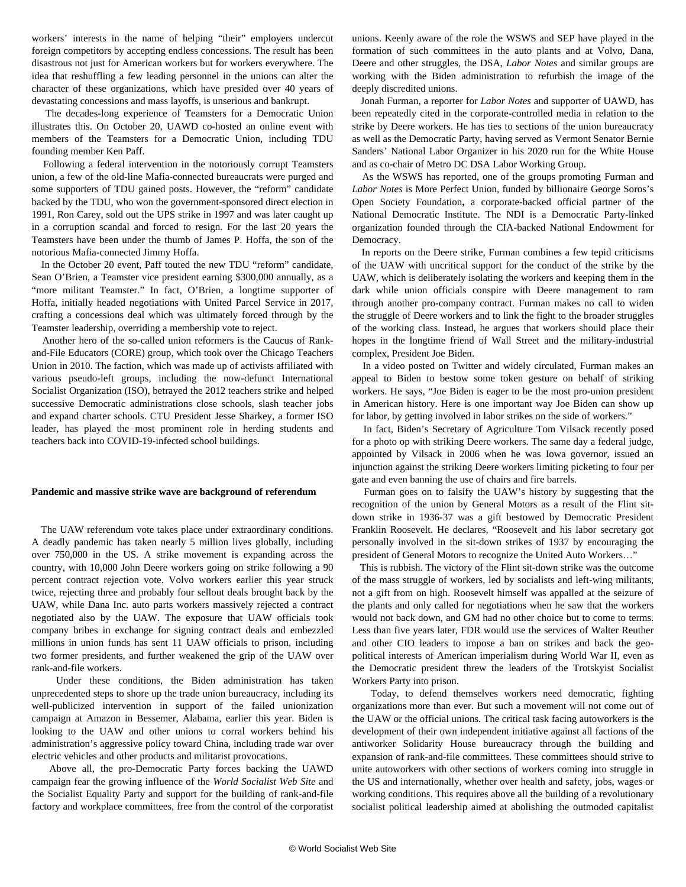workers' interests in the name of helping "their" employers undercut foreign competitors by accepting endless concessions. The result has been disastrous not just for American workers but for workers everywhere. The idea that reshuffling a few leading personnel in the unions can alter the character of these organizations, which have presided over 40 years of devastating concessions and mass layoffs, is unserious and bankrupt.

The decades-long experience of Teamsters for a Democratic Union illustrates this. On October 20, UAWD co-hosted an online event with members of the Teamsters for a Democratic Union, including TDU founding member Ken Paff.

Following a federal intervention in the notoriously corrupt Teamsters union, a few of the old-line Mafia-connected bureaucrats were purged and some supporters of TDU gained posts. However, the "reform" candidate backed by the TDU, who won the government-sponsored direct election in 1991, Ron Carey, sold out the UPS strike in 1997 and was later caught up in a corruption scandal and forced to resign. For the last 20 years the Teamsters have been under the thumb of James P. Hoffa, the son of the notorious Mafia-connected Jimmy Hoffa.

In the October 20 event, Paff touted the new TDU "reform" candidate, Sean O'Brien, a Teamster vice president earning $300,000 annually, as a "more militant Teamster." In fact, O'Brien, a longtime supporter of Hoffa, initially headed negotiations with United Parcel Service in 2017, crafting a concessions deal which was ultimately forced through by the Teamster leadership, overriding a membership vote to reject.

Another hero of the so-called union reformers is the Caucus of Rank-and-File Educators (CORE) group, which took over the Chicago Teachers Union in 2010. The faction, which was made up of activists affiliated with various pseudo-left groups, including the now-defunct International Socialist Organization (ISO), betrayed the 2012 teachers strike and helped successive Democratic administrations close schools, slash teacher jobs and expand charter schools. CTU President Jesse Sharkey, a former ISO leader, has played the most prominent role in herding students and teachers back into COVID-19-infected school buildings.

**Pandemic and massive strike wave are background of referendum**

The UAW referendum vote takes place under extraordinary conditions. A deadly pandemic has taken nearly 5 million lives globally, including over 750,000 in the US. A strike movement is expanding across the country, with 10,000 John Deere workers going on strike following a 90 percent contract rejection vote. Volvo workers earlier this year struck twice, rejecting three and probably four sellout deals brought back by the UAW, while Dana Inc. auto parts workers massively rejected a contract negotiated also by the UAW. The exposure that UAW officials took company bribes in exchange for signing contract deals and embezzled millions in union funds has sent 11 UAW officials to prison, including two former presidents, and further weakened the grip of the UAW over rank-and-file workers.

Under these conditions, the Biden administration has taken unprecedented steps to shore up the trade union bureaucracy, including its well-publicized intervention in support of the failed unionization campaign at Amazon in Bessemer, Alabama, earlier this year. Biden is looking to the UAW and other unions to corral workers behind his administration's aggressive policy toward China, including trade war over electric vehicles and other products and militarist provocations.

Above all, the pro-Democratic Party forces backing the UAWD campaign fear the growing influence of the *World Socialist Web Site* and the Socialist Equality Party and support for the building of rank-and-file factory and workplace committees, free from the control of the corporatist unions. Keenly aware of the role the WSWS and SEP have played in the formation of such committees in the auto plants and at Volvo, Dana, Deere and other struggles, the DSA, *Labor Notes* and similar groups are working with the Biden administration to refurbish the image of the deeply discredited unions.

Jonah Furman, a reporter for *Labor Notes* and supporter of UAWD, has been repeatedly cited in the corporate-controlled media in relation to the strike by Deere workers. He has ties to sections of the union bureaucracy as well as the Democratic Party, having served as Vermont Senator Bernie Sanders' National Labor Organizer in his 2020 run for the White House and as co-chair of Metro DC DSA Labor Working Group.

As the WSWS has reported, one of the groups promoting Furman and *Labor Notes* is More Perfect Union, funded by billionaire George Soros's Open Society Foundation**,** a corporate-backed official partner of the National Democratic Institute. The NDI is a Democratic Party-linked organization founded through the CIA-backed National Endowment for Democracy.

In reports on the Deere strike, Furman combines a few tepid criticisms of the UAW with uncritical support for the conduct of the strike by the UAW, which is deliberately isolating the workers and keeping them in the dark while union officials conspire with Deere management to ram through another pro-company contract. Furman makes no call to widen the struggle of Deere workers and to link the fight to the broader struggles of the working class. Instead, he argues that workers should place their hopes in the longtime friend of Wall Street and the military-industrial complex, President Joe Biden.

In a video posted on Twitter and widely circulated, Furman makes an appeal to Biden to bestow some token gesture on behalf of striking workers. He says, "Joe Biden is eager to be the most pro-union president in American history. Here is one important way Joe Biden can show up for labor, by getting involved in labor strikes on the side of workers."

In fact, Biden's Secretary of Agriculture Tom Vilsack recently posed for a photo op with striking Deere workers. The same day a federal judge, appointed by Vilsack in 2006 when he was Iowa governor, issued an injunction against the striking Deere workers limiting picketing to four per gate and even banning the use of chairs and fire barrels.

Furman goes on to falsify the UAW's history by suggesting that the recognition of the union by General Motors as a result of the Flint sit-down strike in 1936-37 was a gift bestowed by Democratic President Franklin Roosevelt. He declares, "Roosevelt and his labor secretary got personally involved in the sit-down strikes of 1937 by encouraging the president of General Motors to recognize the United Auto Workers…"

This is rubbish. The victory of the Flint sit-down strike was the outcome of the mass struggle of workers, led by socialists and left-wing militants, not a gift from on high. Roosevelt himself was appalled at the seizure of the plants and only called for negotiations when he saw that the workers would not back down, and GM had no other choice but to come to terms. Less than five years later, FDR would use the services of Walter Reuther and other CIO leaders to impose a ban on strikes and back the geo-political interests of American imperialism during World War II, even as the Democratic president threw the leaders of the Trotskyist Socialist Workers Party into prison.

Today, to defend themselves workers need democratic, fighting organizations more than ever. But such a movement will not come out of the UAW or the official unions. The critical task facing autoworkers is the development of their own independent initiative against all factions of the antiworker Solidarity House bureaucracy through the building and expansion of rank-and-file committees. These committees should strive to unite autoworkers with other sections of workers coming into struggle in the US and internationally, whether over health and safety, jobs, wages or working conditions. This requires above all the building of a revolutionary socialist political leadership aimed at abolishing the outmoded capitalist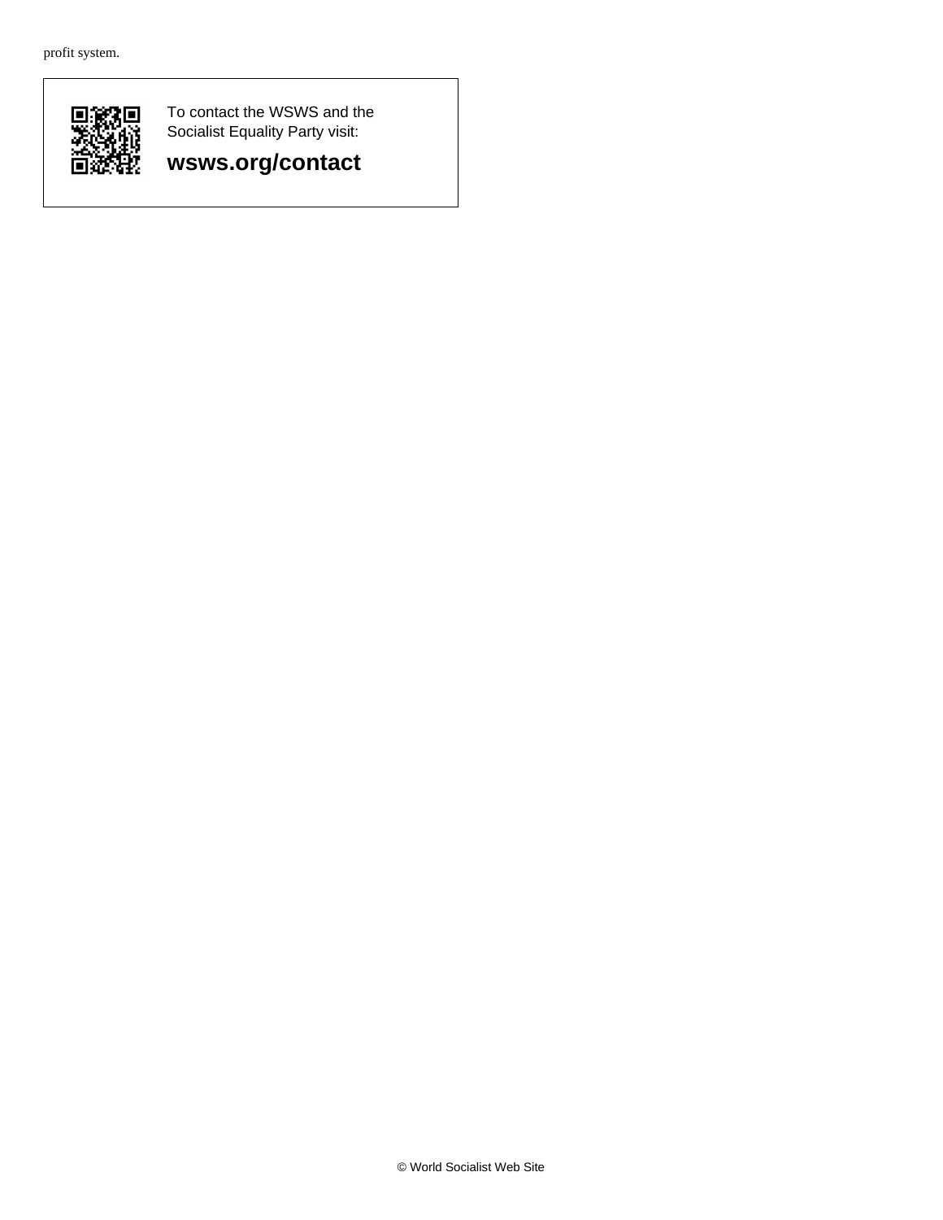profit system.

To contact the WSWS and the Socialist Equality Party visit:

**wsws.org/contact**